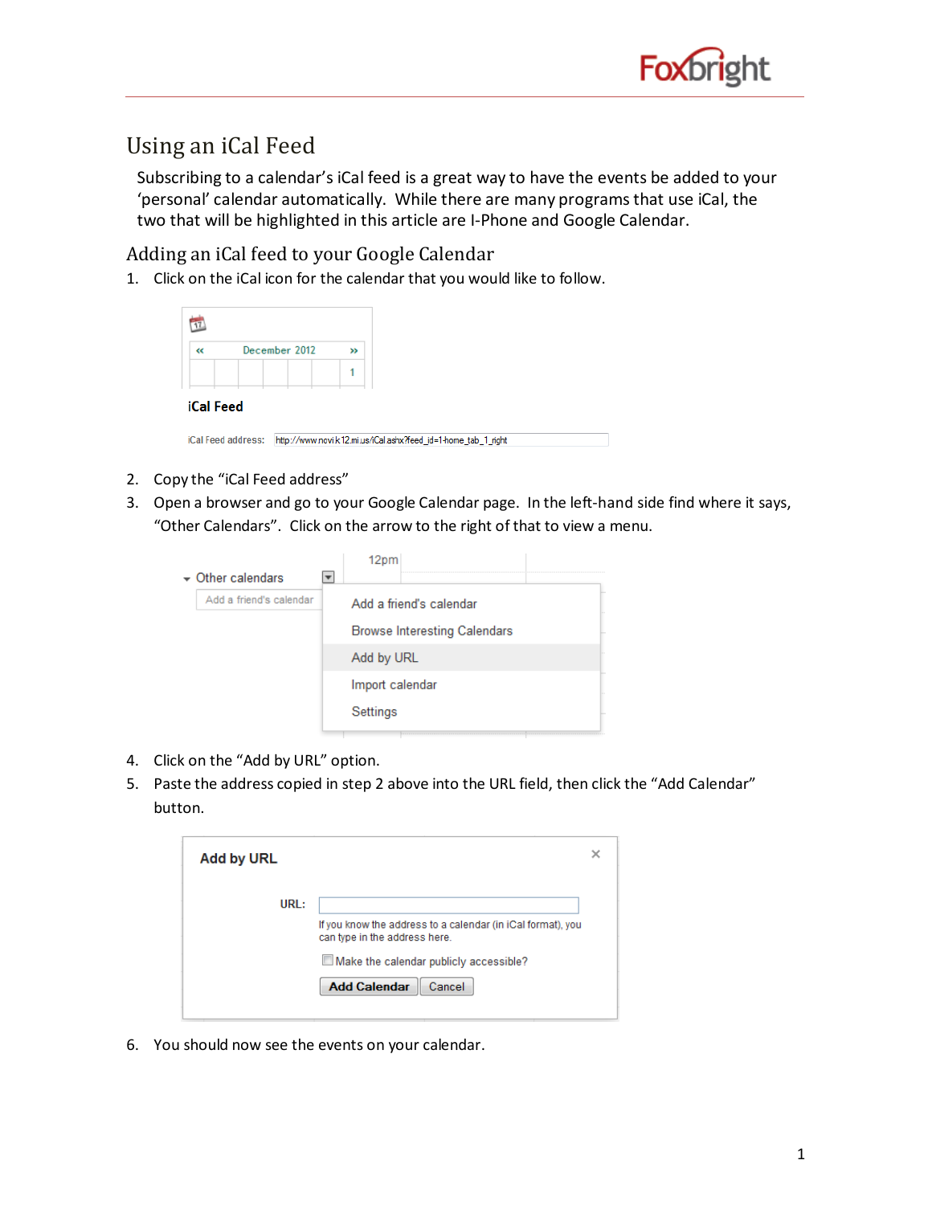# Using an iCal Feed

Subscribing to a calendar's iCal feed is a great way to have the events be added to your 'personal' calendar automatically. While there are many programs that use iCal, the two that will be highlighted in this article are I-Phone and Google Calendar.

## Adding an iCal feed to your Google Calendar

1. Click on the iCal icon for the calendar that you would like to follow.
2. Copy the "iCal Feed address"
3. Open a browser and go to your Google Calendar page. In the left-hand side find where it says, "Other Calendars". Click on the arrow to the right of that to view a menu.
4. Click on the "Add by URL" option.
5. Paste the address copied in step 2 above into the URL field, then click the "Add Calendar" button.
6. You should now see the events on your calendar.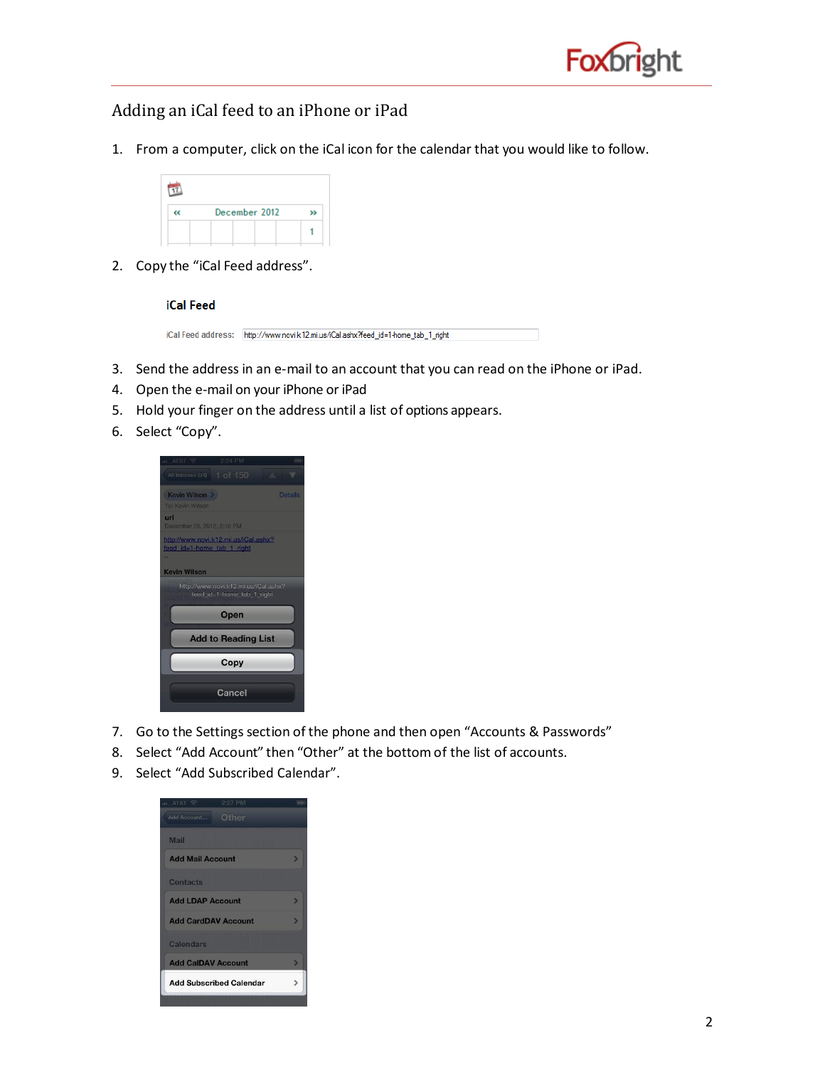## Adding an iCal feed to an iPhone or iPad

1. From a computer, click on the iCal icon for the calendar that you would like to follow.
2. Copy the "iCal Feed address".
3. Send the address in an e-mail to an account that you can read on the iPhone or iPad.
4. Open the e-mail on your iPhone or iPad
5. Hold your finger on the address until a list of options appears.
6. Select "Copy".
7. Go to the Settings section of the phone and then open "Accounts & Passwords"
8. Select "Add Account" then "Other" at the bottom of the list of accounts.
9. Select "Add Subscribed Calendar".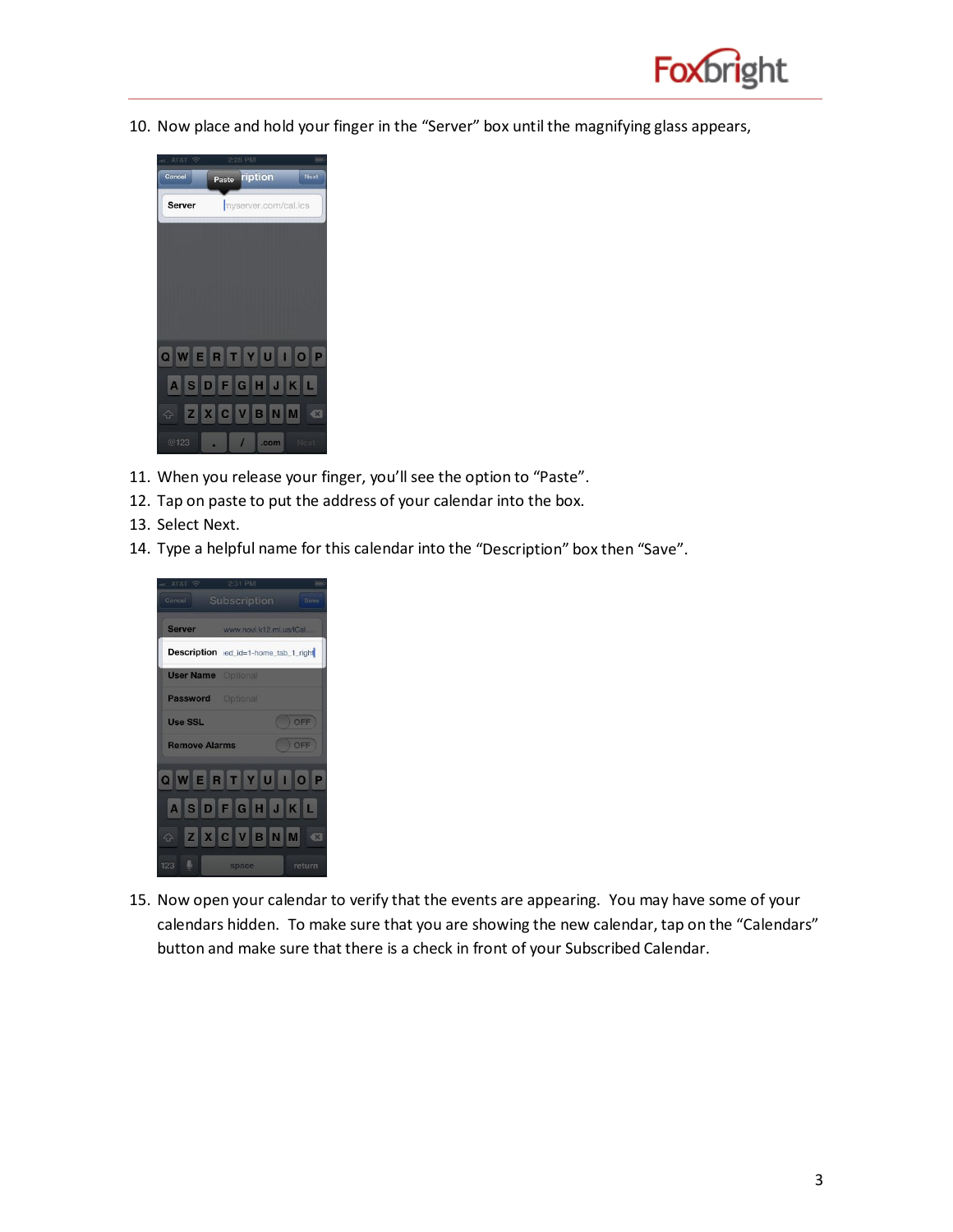10. Now place and hold your finger in the “Server” box until the magnifying glass appears,

11. When you release your finger, you’ll see the option to “Paste”.
12. Tap on paste to put the address of your calendar into the box.
13. Select Next.
14. Type a helpful name for this calendar into the “Description” box then “Save”.

15. Now open your calendar to verify that the events are appearing. You may have some of your calendars hidden. To make sure that you are showing the new calendar, tap on the “Calendars” button and make sure that there is a check in front of your Subscribed Calendar.